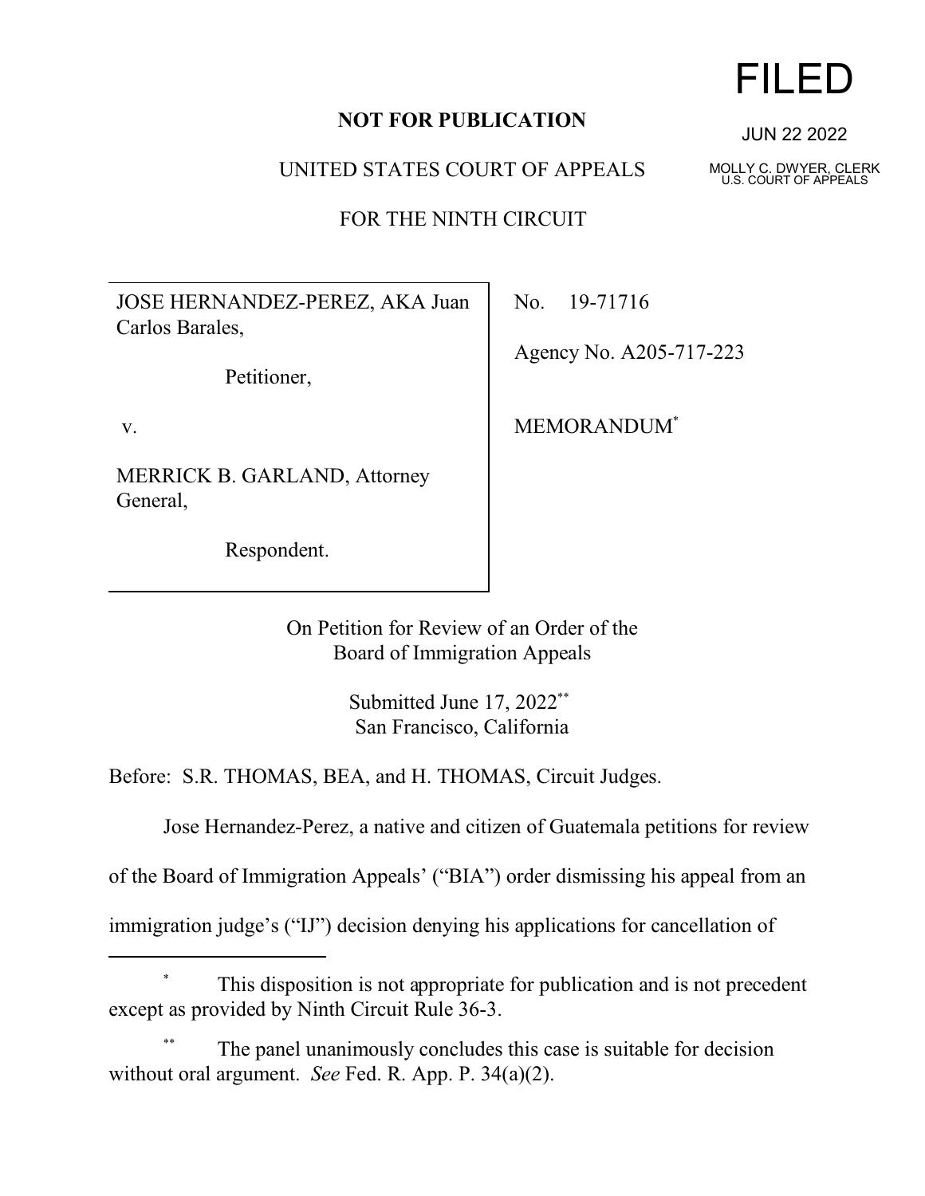**NOT FOR PUBLICATION**

FILED

JUN 22 2022

MOLLY C. DWYER, CLERK
U.S. COURT OF APPEALS

UNITED STATES COURT OF APPEALS

FOR THE NINTH CIRCUIT

| | |
|---|---|
| JOSE HERNANDEZ-PEREZ, AKA Juan Carlos Barales,<br><br>Petitioner,<br><br>v.<br><br>MERRICK B. GARLAND, Attorney General,<br><br>Respondent. | No. 19-71716<br><br>Agency No. A205-717-223<br><br>MEMORANDUM* |

On Petition for Review of an Order of the
Board of Immigration Appeals

Submitted June 17, 2022**
San Francisco, California

Before: S.R. THOMAS, BEA, and H. THOMAS, Circuit Judges.

Jose Hernandez-Perez, a native and citizen of Guatemala petitions for review of the Board of Immigration Appeals' ("BIA") order dismissing his appeal from an immigration judge's ("IJ") decision denying his applications for cancellation of

---

\* This disposition is not appropriate for publication and is not precedent except as provided by Ninth Circuit Rule 36-3.

\*\* The panel unanimously concludes this case is suitable for decision without oral argument. *See* Fed. R. App. P. 34(a)(2).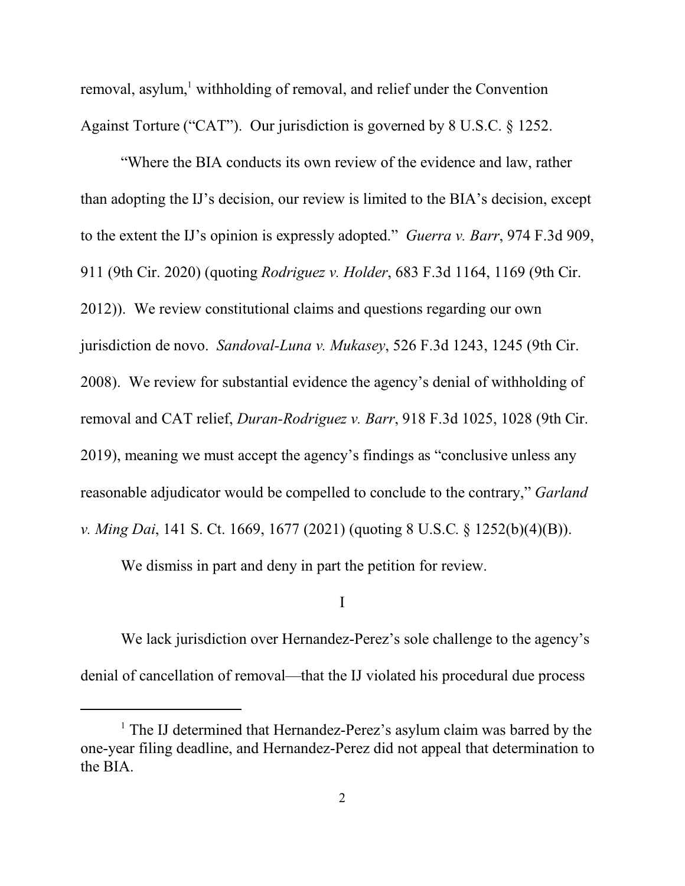removal, asylum,[1] withholding of removal, and relief under the Convention Against Torture ("CAT"). Our jurisdiction is governed by 8 U.S.C. § 1252.

"Where the BIA conducts its own review of the evidence and law, rather than adopting the IJ's decision, our review is limited to the BIA's decision, except to the extent the IJ's opinion is expressly adopted." *Guerra v. Barr*, 974 F.3d 909, 911 (9th Cir. 2020) (quoting *Rodriguez v. Holder*, 683 F.3d 1164, 1169 (9th Cir. 2012)). We review constitutional claims and questions regarding our own jurisdiction de novo. *Sandoval-Luna v. Mukasey*, 526 F.3d 1243, 1245 (9th Cir. 2008). We review for substantial evidence the agency's denial of withholding of removal and CAT relief, *Duran-Rodriguez v. Barr*, 918 F.3d 1025, 1028 (9th Cir. 2019), meaning we must accept the agency's findings as "conclusive unless any reasonable adjudicator would be compelled to conclude to the contrary," *Garland v. Ming Dai*, 141 S. Ct. 1669, 1677 (2021) (quoting 8 U.S.C. § 1252(b)(4)(B)).

We dismiss in part and deny in part the petition for review.

I

We lack jurisdiction over Hernandez-Perez's sole challenge to the agency's denial of cancellation of removal—that the IJ violated his procedural due process

[1] The IJ determined that Hernandez-Perez's asylum claim was barred by the one-year filing deadline, and Hernandez-Perez did not appeal that determination to the BIA.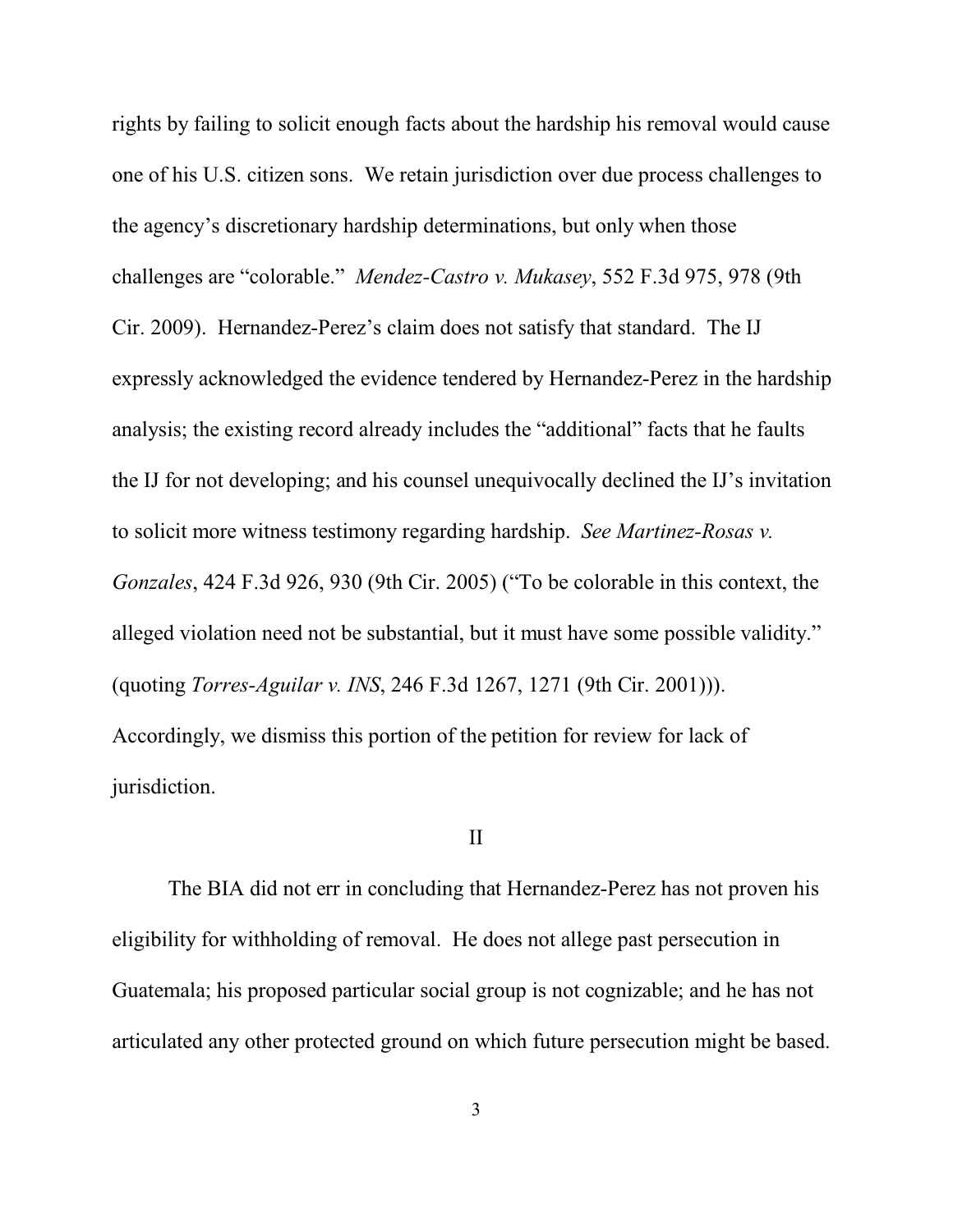rights by failing to solicit enough facts about the hardship his removal would cause one of his U.S. citizen sons. We retain jurisdiction over due process challenges to the agency's discretionary hardship determinations, but only when those challenges are "colorable." *Mendez-Castro v. Mukasey*, 552 F.3d 975, 978 (9th Cir. 2009). Hernandez-Perez's claim does not satisfy that standard. The IJ expressly acknowledged the evidence tendered by Hernandez-Perez in the hardship analysis; the existing record already includes the "additional" facts that he faults the IJ for not developing; and his counsel unequivocally declined the IJ's invitation to solicit more witness testimony regarding hardship. *See Martinez-Rosas v. Gonzales*, 424 F.3d 926, 930 (9th Cir. 2005) ("To be colorable in this context, the alleged violation need not be substantial, but it must have some possible validity." (quoting *Torres-Aguilar v. INS*, 246 F.3d 1267, 1271 (9th Cir. 2001))). Accordingly, we dismiss this portion of the petition for review for lack of jurisdiction.

## II

The BIA did not err in concluding that Hernandez-Perez has not proven his eligibility for withholding of removal. He does not allege past persecution in Guatemala; his proposed particular social group is not cognizable; and he has not articulated any other protected ground on which future persecution might be based.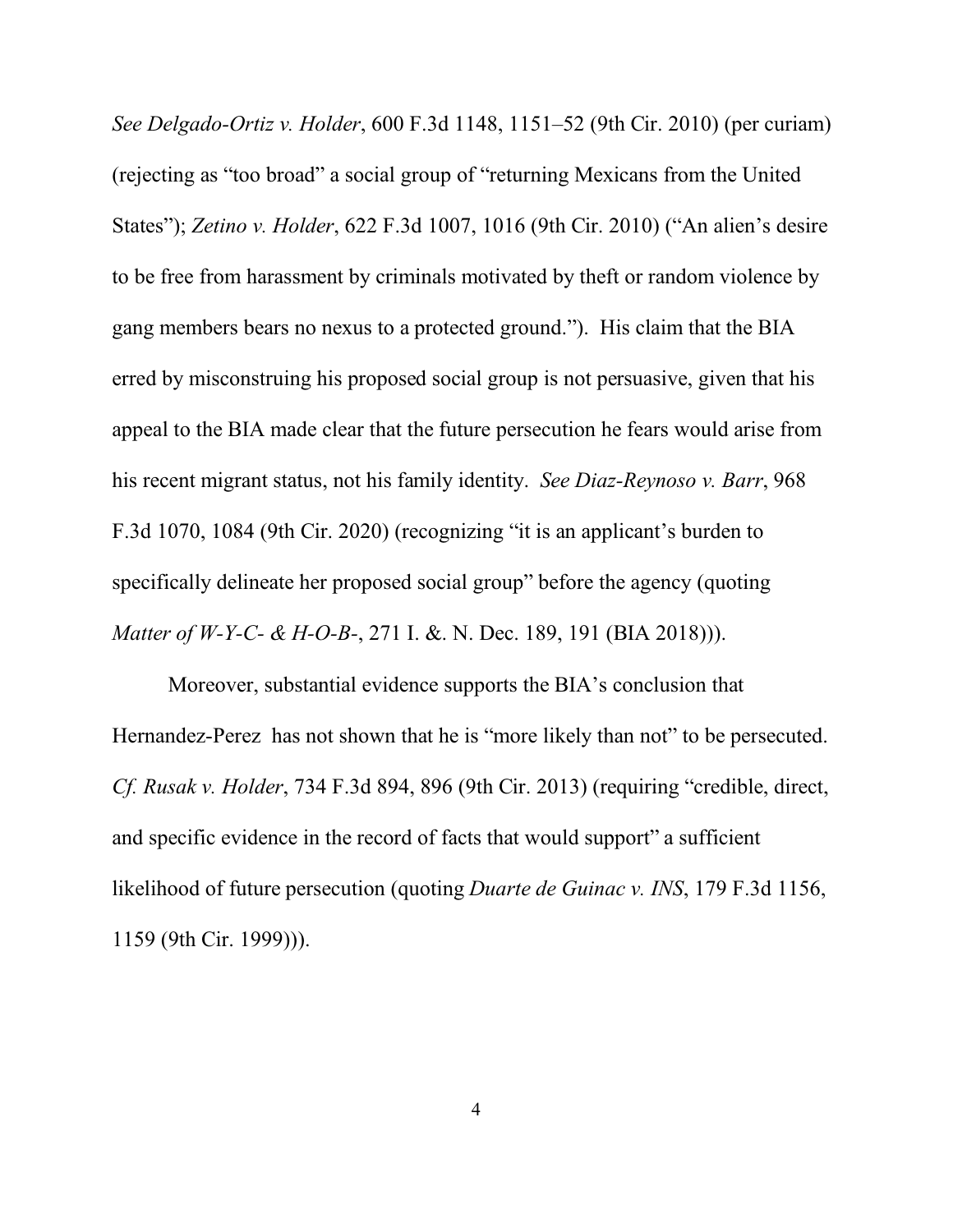*See Delgado-Ortiz v. Holder*, 600 F.3d 1148, 1151–52 (9th Cir. 2010) (per curiam) (rejecting as "too broad" a social group of "returning Mexicans from the United States"); *Zetino v. Holder*, 622 F.3d 1007, 1016 (9th Cir. 2010) ("An alien's desire to be free from harassment by criminals motivated by theft or random violence by gang members bears no nexus to a protected ground."). His claim that the BIA erred by misconstruing his proposed social group is not persuasive, given that his appeal to the BIA made clear that the future persecution he fears would arise from his recent migrant status, not his family identity. *See Diaz-Reynoso v. Barr*, 968 F.3d 1070, 1084 (9th Cir. 2020) (recognizing "it is an applicant's burden to specifically delineate her proposed social group" before the agency (quoting *Matter of W-Y-C- & H-O-B-*, 271 I. &. N. Dec. 189, 191 (BIA 2018))).

Moreover, substantial evidence supports the BIA's conclusion that Hernandez-Perez has not shown that he is "more likely than not" to be persecuted. *Cf. Rusak v. Holder*, 734 F.3d 894, 896 (9th Cir. 2013) (requiring "credible, direct, and specific evidence in the record of facts that would support" a sufficient likelihood of future persecution (quoting *Duarte de Guinac v. INS*, 179 F.3d 1156, 1159 (9th Cir. 1999))).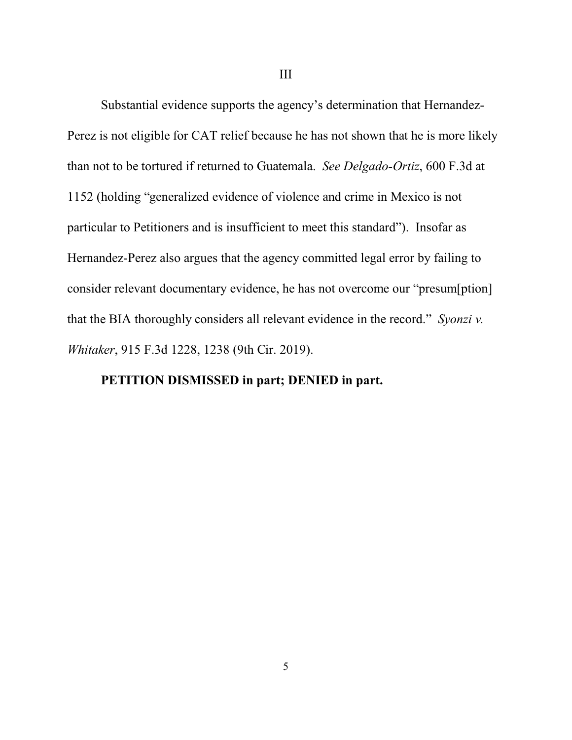III

Substantial evidence supports the agency's determination that Hernandez-Perez is not eligible for CAT relief because he has not shown that he is more likely than not to be tortured if returned to Guatemala. *See Delgado-Ortiz*, 600 F.3d at 1152 (holding "generalized evidence of violence and crime in Mexico is not particular to Petitioners and is insufficient to meet this standard"). Insofar as Hernandez-Perez also argues that the agency committed legal error by failing to consider relevant documentary evidence, he has not overcome our "presum[ption] that the BIA thoroughly considers all relevant evidence in the record." *Syonzi v. Whitaker*, 915 F.3d 1228, 1238 (9th Cir. 2019).

**PETITION DISMISSED in part; DENIED in part.**